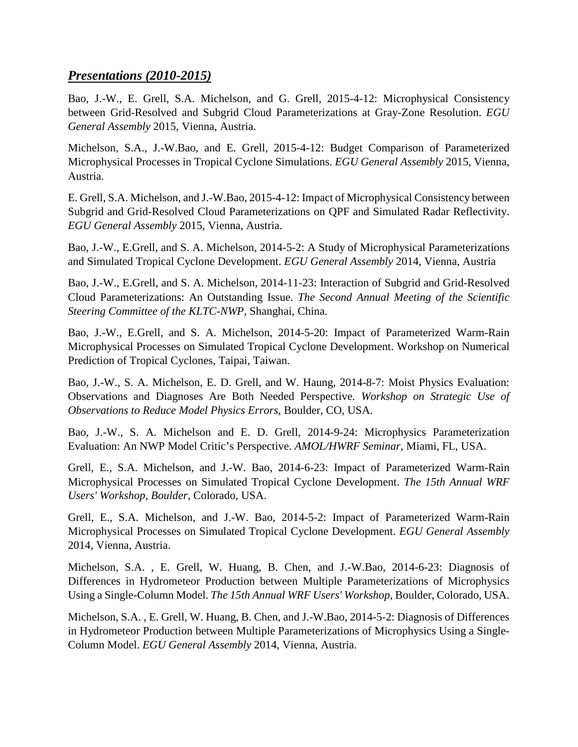## ***Presentations (2010-2015)***

Bao, J.-W., E. Grell, S.A. Michelson, and G. Grell, 2015-4-12: Microphysical Consistency between Grid-Resolved and Subgrid Cloud Parameterizations at Gray-Zone Resolution. *EGU General Assembly* 2015, Vienna, Austria.

Michelson, S.A., J.-W.Bao, and E. Grell, 2015-4-12: Budget Comparison of Parameterized Microphysical Processes in Tropical Cyclone Simulations. *EGU General Assembly* 2015, Vienna, Austria.

E. Grell, S.A. Michelson, and J.-W.Bao, 2015-4-12: Impact of Microphysical Consistency between Subgrid and Grid-Resolved Cloud Parameterizations on QPF and Simulated Radar Reflectivity. *EGU General Assembly* 2015, Vienna, Austria.

Bao, J.-W., E.Grell, and S. A. Michelson, 2014-5-2: A Study of Microphysical Parameterizations and Simulated Tropical Cyclone Development. *EGU General Assembly* 2014, Vienna, Austria

Bao, J.-W., E.Grell, and S. A. Michelson, 2014-11-23: Interaction of Subgrid and Grid-Resolved Cloud Parameterizations: An Outstanding Issue. *The Second Annual Meeting of the Scientific Steering Committee of the KLTC-NWP*, Shanghai, China.

Bao, J.-W., E.Grell, and S. A. Michelson, 2014-5-20: Impact of Parameterized Warm-Rain Microphysical Processes on Simulated Tropical Cyclone Development. Workshop on Numerical Prediction of Tropical Cyclones, Taipai, Taiwan.

Bao, J.-W., S. A. Michelson, E. D. Grell, and W. Haung, 2014-8-7: Moist Physics Evaluation: Observations and Diagnoses Are Both Needed Perspective. *Workshop on Strategic Use of Observations to Reduce Model Physics Errors*, Boulder, CO, USA.

Bao, J.-W., S. A. Michelson and E. D. Grell, 2014-9-24: Microphysics Parameterization Evaluation: An NWP Model Critic's Perspective. *AMOL/HWRF Seminar*, Miami, FL, USA.

Grell, E., S.A. Michelson, and J.-W. Bao, 2014-6-23: Impact of Parameterized Warm-Rain Microphysical Processes on Simulated Tropical Cyclone Development. *The 15th Annual WRF Users' Workshop, Boulder*, Colorado, USA.

Grell, E., S.A. Michelson, and J.-W. Bao, 2014-5-2: Impact of Parameterized Warm-Rain Microphysical Processes on Simulated Tropical Cyclone Development. *EGU General Assembly* 2014, Vienna, Austria.

Michelson, S.A. , E. Grell, W. Huang, B. Chen, and J.-W.Bao, 2014-6-23: Diagnosis of Differences in Hydrometeor Production between Multiple Parameterizations of Microphysics Using a Single-Column Model. *The 15th Annual WRF Users' Workshop*, Boulder, Colorado, USA.

Michelson, S.A. , E. Grell, W. Huang, B. Chen, and J.-W.Bao, 2014-5-2: Diagnosis of Differences in Hydrometeor Production between Multiple Parameterizations of Microphysics Using a Single-Column Model. *EGU General Assembly* 2014, Vienna, Austria.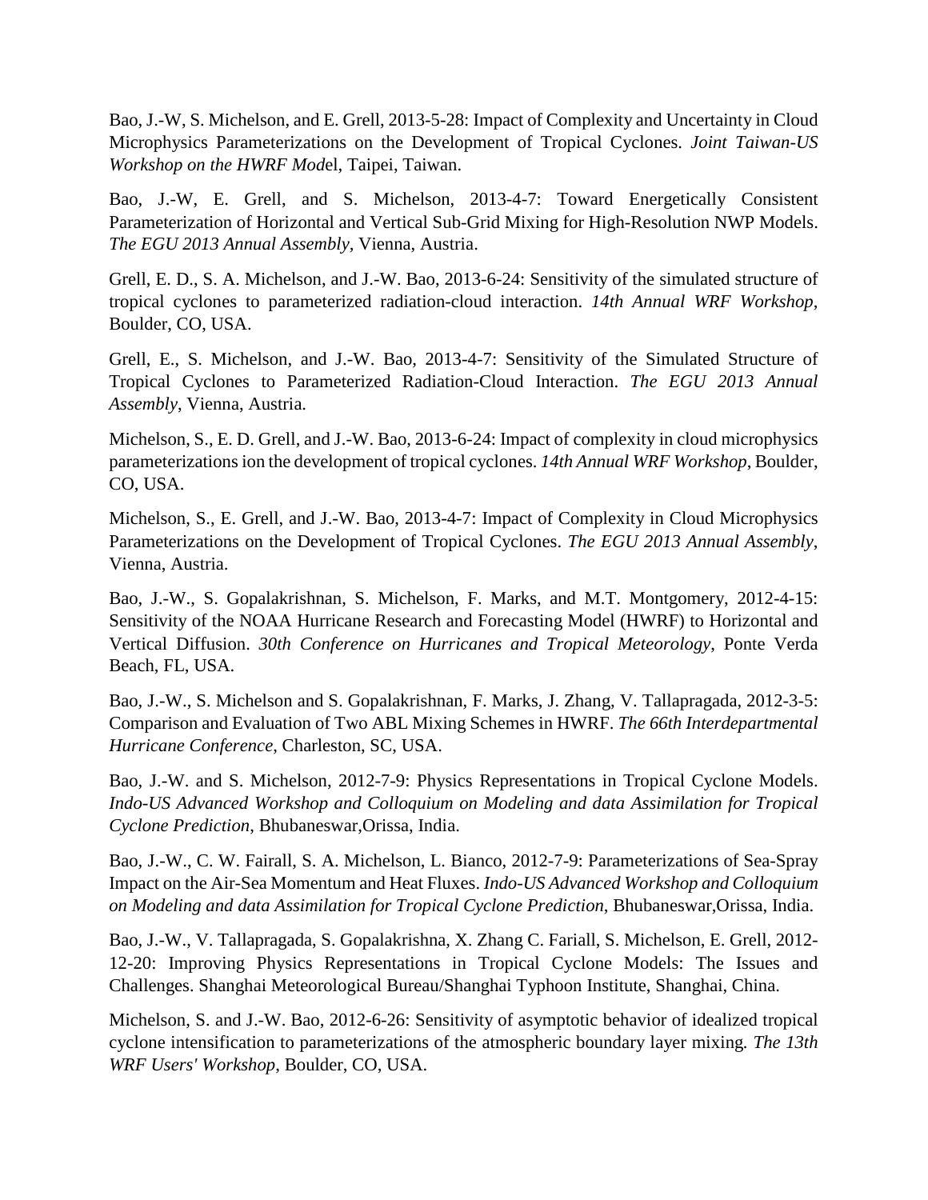Bao, J.-W, S. Michelson, and E. Grell, 2013-5-28: Impact of Complexity and Uncertainty in Cloud Microphysics Parameterizations on the Development of Tropical Cyclones. *Joint Taiwan-US Workshop on the HWRF Mod*el, Taipei, Taiwan.

Bao, J.-W, E. Grell, and S. Michelson, 2013-4-7: Toward Energetically Consistent Parameterization of Horizontal and Vertical Sub-Grid Mixing for High-Resolution NWP Models. *The EGU 2013 Annual Assembly*, Vienna, Austria.

Grell, E. D., S. A. Michelson, and J.-W. Bao, 2013-6-24: Sensitivity of the simulated structure of tropical cyclones to parameterized radiation-cloud interaction. *14th Annual WRF Workshop*, Boulder, CO, USA.

Grell, E., S. Michelson, and J.-W. Bao, 2013-4-7: Sensitivity of the Simulated Structure of Tropical Cyclones to Parameterized Radiation-Cloud Interaction. *The EGU 2013 Annual Assembly*, Vienna, Austria.

Michelson, S., E. D. Grell, and J.-W. Bao, 2013-6-24: Impact of complexity in cloud microphysics parameterizations ion the development of tropical cyclones. *14th Annual WRF Workshop*, Boulder, CO, USA.

Michelson, S., E. Grell, and J.-W. Bao, 2013-4-7: Impact of Complexity in Cloud Microphysics Parameterizations on the Development of Tropical Cyclones. *The EGU 2013 Annual Assembly*, Vienna, Austria.

Bao, J.-W., S. Gopalakrishnan, S. Michelson, F. Marks, and M.T. Montgomery, 2012-4-15: Sensitivity of the NOAA Hurricane Research and Forecasting Model (HWRF) to Horizontal and Vertical Diffusion. *30th Conference on Hurricanes and Tropical Meteorology*, Ponte Verda Beach, FL, USA.

Bao, J.-W., S. Michelson and S. Gopalakrishnan, F. Marks, J. Zhang, V. Tallapragada, 2012-3-5: Comparison and Evaluation of Two ABL Mixing Schemes in HWRF. *The 66th Interdepartmental Hurricane Conference*, Charleston, SC, USA.

Bao, J.-W. and S. Michelson, 2012-7-9: Physics Representations in Tropical Cyclone Models. *Indo-US Advanced Workshop and Colloquium on Modeling and data Assimilation for Tropical Cyclone Prediction*, Bhubaneswar,Orissa, India.

Bao, J.-W., C. W. Fairall, S. A. Michelson, L. Bianco, 2012-7-9: Parameterizations of Sea-Spray Impact on the Air-Sea Momentum and Heat Fluxes. *Indo-US Advanced Workshop and Colloquium on Modeling and data Assimilation for Tropical Cyclone Prediction*, Bhubaneswar,Orissa, India.

Bao, J.-W., V. Tallapragada, S. Gopalakrishna, X. Zhang C. Fariall, S. Michelson, E. Grell, 2012-12-20: Improving Physics Representations in Tropical Cyclone Models: The Issues and Challenges. Shanghai Meteorological Bureau/Shanghai Typhoon Institute, Shanghai, China.

Michelson, S. and J.-W. Bao, 2012-6-26: Sensitivity of asymptotic behavior of idealized tropical cyclone intensification to parameterizations of the atmospheric boundary layer mixing. *The 13th WRF Users' Workshop*, Boulder, CO, USA.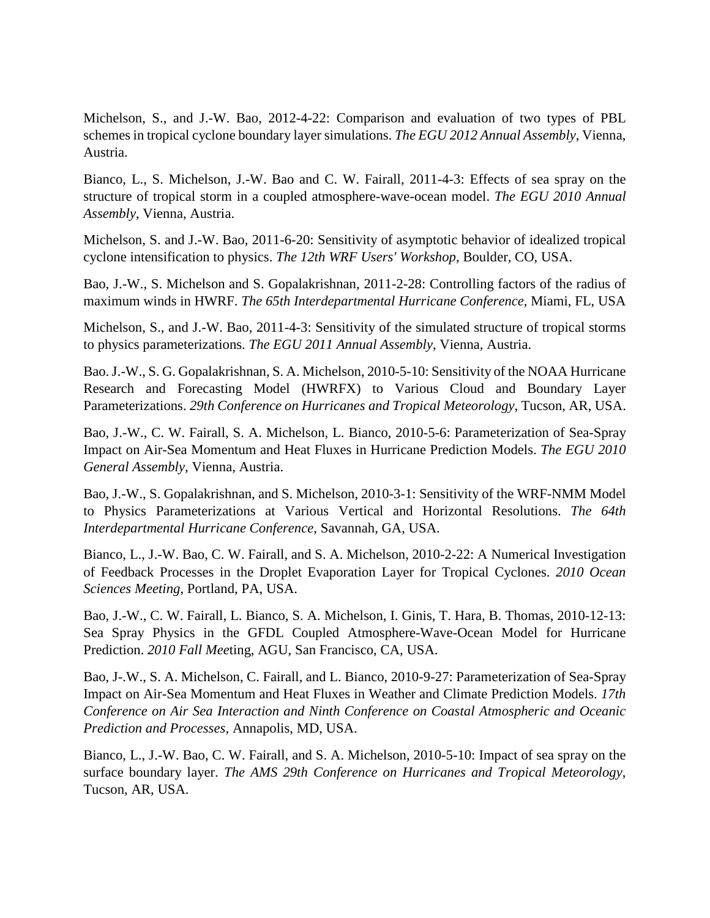Michelson, S., and J.-W. Bao, 2012-4-22: Comparison and evaluation of two types of PBL schemes in tropical cyclone boundary layer simulations. *The EGU 2012 Annual Assembly*, Vienna, Austria.

Bianco, L., S. Michelson, J.-W. Bao and C. W. Fairall, 2011-4-3: Effects of sea spray on the structure of tropical storm in a coupled atmosphere-wave-ocean model. *The EGU 2010 Annual Assembly*, Vienna, Austria.

Michelson, S. and J.-W. Bao, 2011-6-20: Sensitivity of asymptotic behavior of idealized tropical cyclone intensification to physics. *The 12th WRF Users' Workshop*, Boulder, CO, USA.

Bao, J.-W., S. Michelson and S. Gopalakrishnan, 2011-2-28: Controlling factors of the radius of maximum winds in HWRF. *The 65th Interdepartmental Hurricane Conference,* Miami, FL, USA

Michelson, S., and J.-W. Bao, 2011-4-3: Sensitivity of the simulated structure of tropical storms to physics parameterizations. *The EGU 2011 Annual Assembly*, Vienna, Austria.

Bao. J.-W., S. G. Gopalakrishnan, S. A. Michelson, 2010-5-10: Sensitivity of the NOAA Hurricane Research and Forecasting Model (HWRFX) to Various Cloud and Boundary Layer Parameterizations. *29th Conference on Hurricanes and Tropical Meteorology*, Tucson, AR, USA.

Bao, J.-W., C. W. Fairall, S. A. Michelson, L. Bianco, 2010-5-6: Parameterization of Sea-Spray Impact on Air-Sea Momentum and Heat Fluxes in Hurricane Prediction Models. *The EGU 2010 General Assembly*, Vienna, Austria.

Bao, J.-W., S. Gopalakrishnan, and S. Michelson, 2010-3-1: Sensitivity of the WRF-NMM Model to Physics Parameterizations at Various Vertical and Horizontal Resolutions. *The 64th Interdepartmental Hurricane Conference*, Savannah, GA, USA.

Bianco, L., J.-W. Bao, C. W. Fairall, and S. A. Michelson, 2010-2-22: A Numerical Investigation of Feedback Processes in the Droplet Evaporation Layer for Tropical Cyclones. *2010 Ocean Sciences Meeting*, Portland, PA, USA.

Bao, J.-W., C. W. Fairall, L. Bianco, S. A. Michelson, I. Ginis, T. Hara, B. Thomas, 2010-12-13: Sea Spray Physics in the GFDL Coupled Atmosphere-Wave-Ocean Model for Hurricane Prediction. *2010 Fall Mee*ting, AGU, San Francisco, CA, USA.

Bao, J-.W., S. A. Michelson, C. Fairall, and L. Bianco, 2010-9-27: Parameterization of Sea-Spray Impact on Air-Sea Momentum and Heat Fluxes in Weather and Climate Prediction Models. *17th Conference on Air Sea Interaction and Ninth Conference on Coastal Atmospheric and Oceanic Prediction and Processes*, Annapolis, MD, USA.

Bianco, L., J.-W. Bao, C. W. Fairall, and S. A. Michelson, 2010-5-10: Impact of sea spray on the surface boundary layer. *The AMS 29th Conference on Hurricanes and Tropical Meteorology*, Tucson, AR, USA.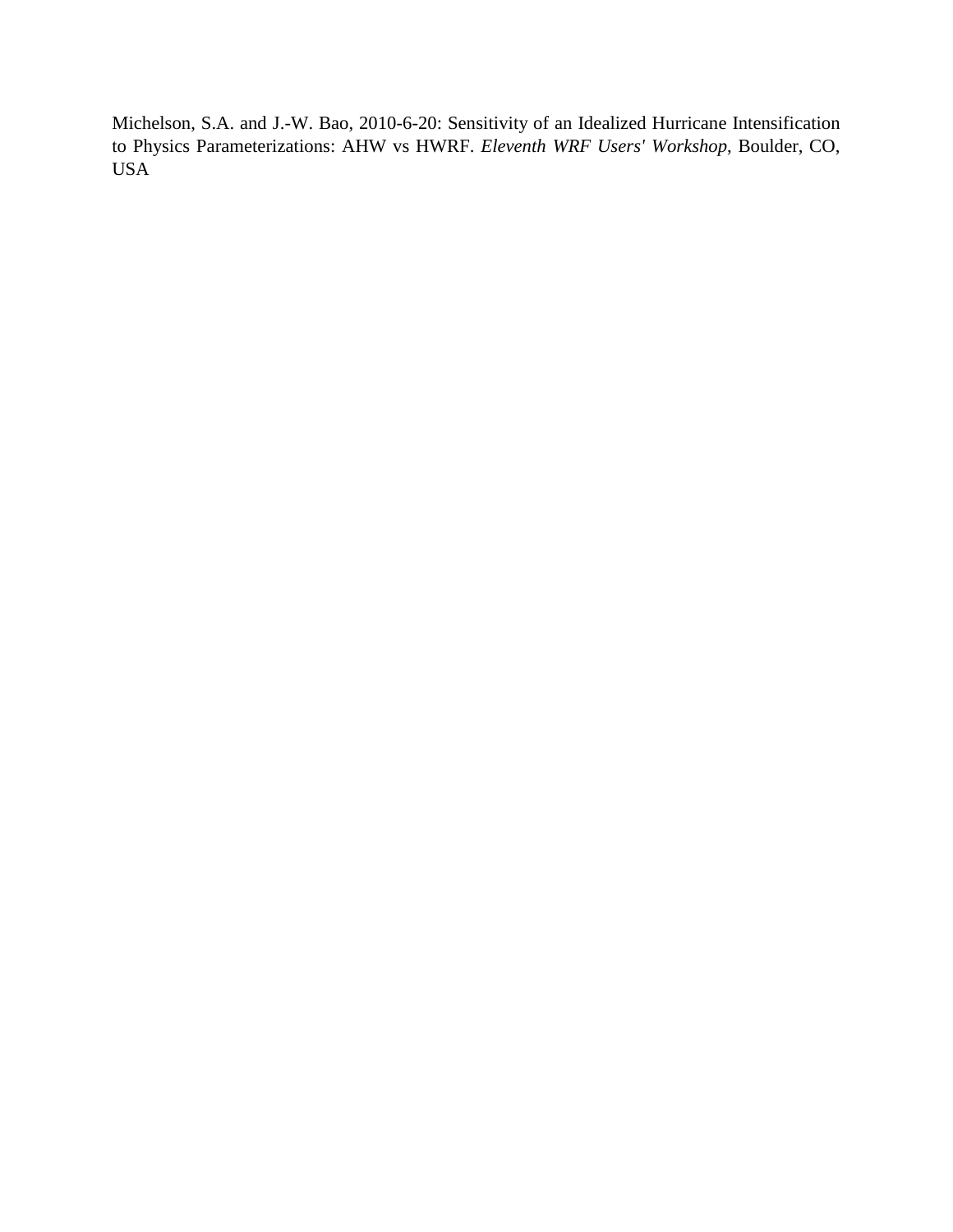Michelson, S.A. and J.-W. Bao, 2010-6-20: Sensitivity of an Idealized Hurricane Intensification to Physics Parameterizations: AHW vs HWRF. *Eleventh WRF Users' Workshop*, Boulder, CO, USA